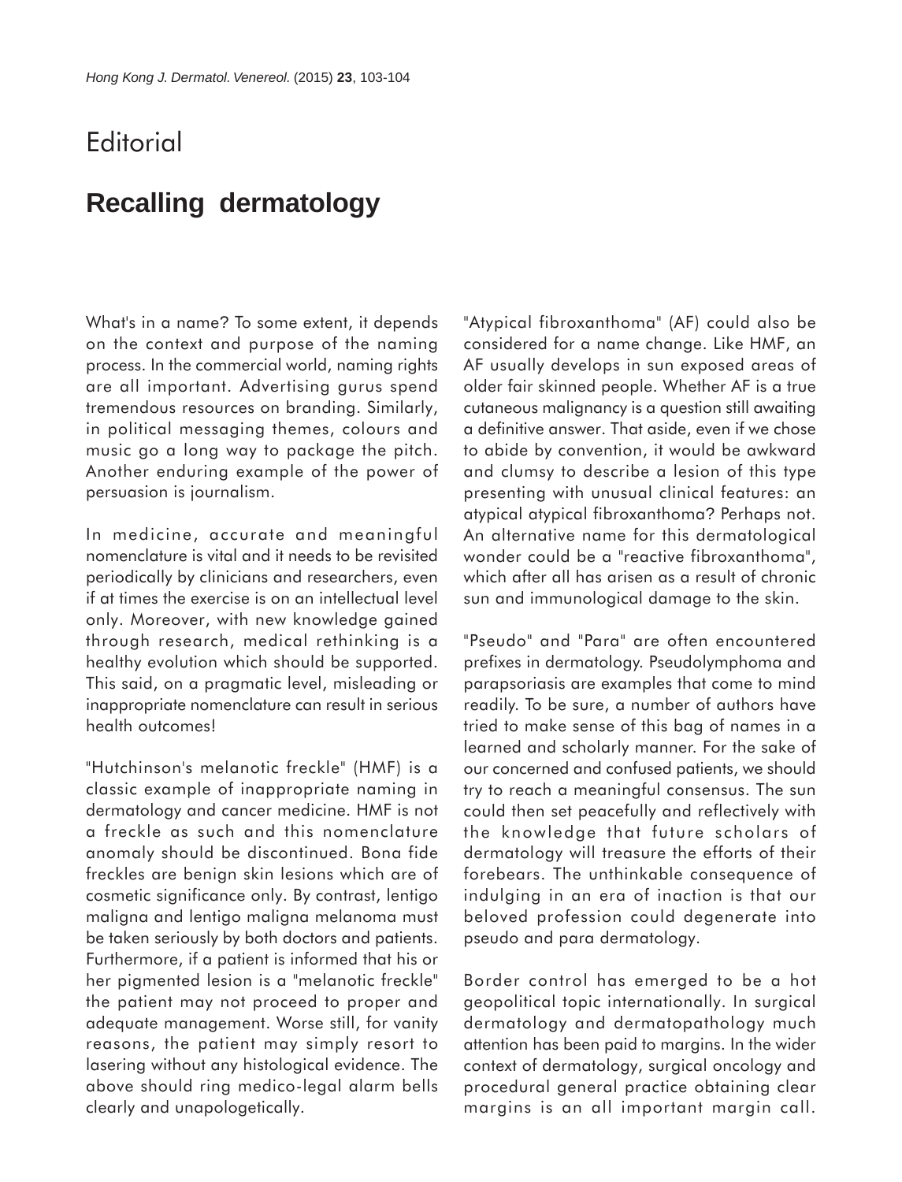Editorial

# Recalling dermatology

What's in a name? To some extent, it depends on the context and purpose of the naming process. In the commercial world, naming rights are all important. Advertising gurus spend tremendous resources on branding. Similarly, in political messaging themes, colours and music go a long way to package the pitch. Another enduring example of the power of persuasion is journalism.

In medicine, accurate and meaningful nomenclature is vital and it needs to be revisited periodically by clinicians and researchers, even if at times the exercise is on an intellectual level only. Moreover, with new knowledge gained through research, medical rethinking is a healthy evolution which should be supported. This said, on a pragmatic level, misleading or inappropriate nomenclature can result in serious health outcomes!

"Hutchinson's melanotic freckle" (HMF) is a classic example of inappropriate naming in dermatology and cancer medicine. HMF is not a freckle as such and this nomenclature anomaly should be discontinued. Bona fide freckles are benign skin lesions which are of cosmetic significance only. By contrast, lentigo maligna and lentigo maligna melanoma must be taken seriously by both doctors and patients. Furthermore, if a patient is informed that his or her pigmented lesion is a "melanotic freckle" the patient may not proceed to proper and adequate management. Worse still, for vanity reasons, the patient may simply resort to lasering without any histological evidence. The above should ring medico-legal alarm bells clearly and unapologetically.

"Atypical fibroxanthoma" (AF) could also be considered for a name change. Like HMF, an AF usually develops in sun exposed areas of older fair skinned people. Whether AF is a true cutaneous malignancy is a question still awaiting a definitive answer. That aside, even if we chose to abide by convention, it would be awkward and clumsy to describe a lesion of this type presenting with unusual clinical features: an atypical atypical fibroxanthoma? Perhaps not. An alternative name for this dermatological wonder could be a "reactive fibroxanthoma", which after all has arisen as a result of chronic sun and immunological damage to the skin.

"Pseudo" and "Para" are often encountered prefixes in dermatology. Pseudolymphoma and parapsoriasis are examples that come to mind readily. To be sure, a number of authors have tried to make sense of this bag of names in a learned and scholarly manner. For the sake of our concerned and confused patients, we should try to reach a meaningful consensus. The sun could then set peacefully and reflectively with the knowledge that future scholars of dermatology will treasure the efforts of their forebears. The unthinkable consequence of indulging in an era of inaction is that our beloved profession could degenerate into pseudo and para dermatology.

Border control has emerged to be a hot geopolitical topic internationally. In surgical dermatology and dermatopathology much attention has been paid to margins. In the wider context of dermatology, surgical oncology and procedural general practice obtaining clear margins is an all important margin call.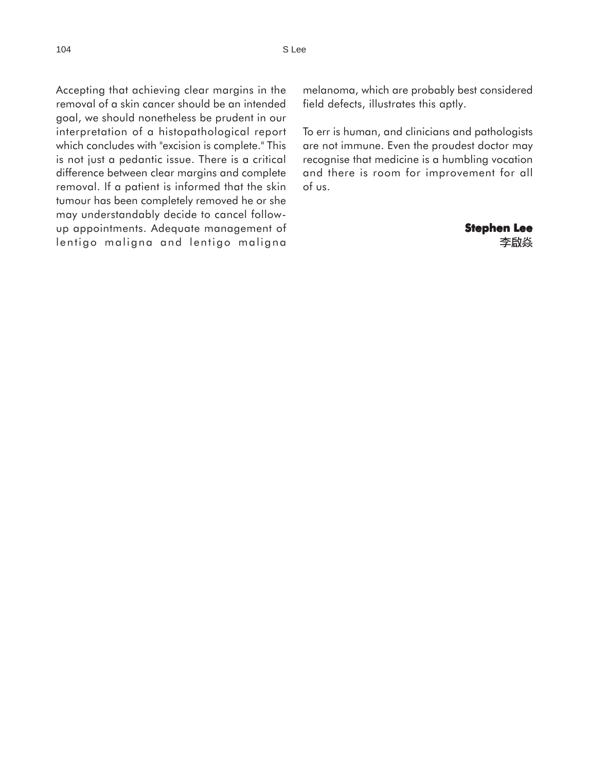Accepting that achieving clear margins in the removal of a skin cancer should be an intended goal, we should nonetheless be prudent in our interpretation of a histopathological report which concludes with "excision is complete." This is not just a pedantic issue. There is a critical difference between clear margins and complete removal. If a patient is informed that the skin tumour has been completely removed he or she may understandably decide to cancel follow-up appointments. Adequate management of lentigo maligna and lentigo maligna melanoma, which are probably best considered field defects, illustrates this aptly.

To err is human, and clinicians and pathologists are not immune. Even the proudest doctor may recognise that medicine is a humbling vocation and there is room for improvement for all of us.

**Stephen Lee**
**李啟焱**